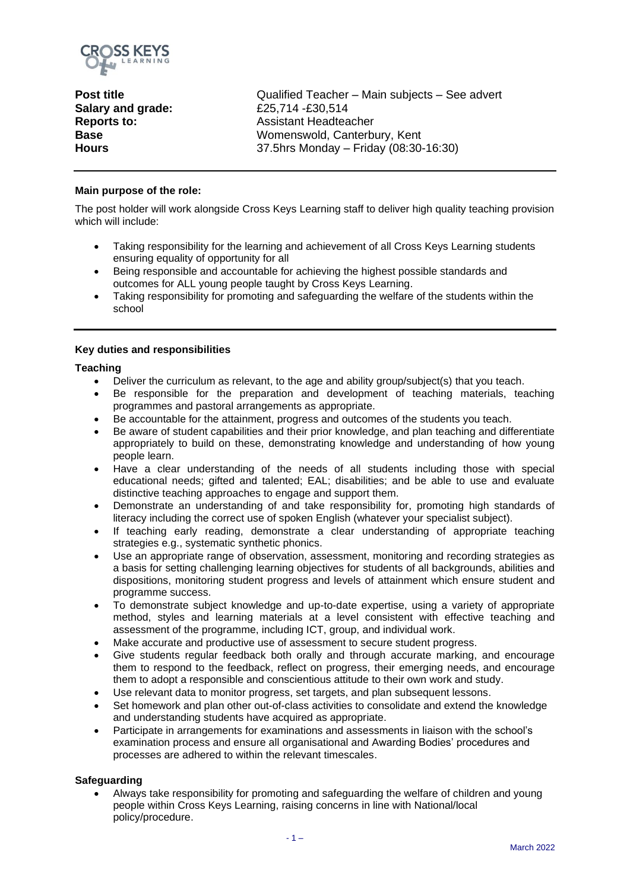| | |
|---|---|
| **Post title** | Qualified Teacher – Main subjects – See advert |
| **Salary and grade:** | £25,714 -£30,514 |
| **Reports to:** | Assistant Headteacher |
| **Base** | Womenswold, Canterbury, Kent |
| **Hours** | 37.5hrs Monday – Friday (08:30-16:30) |

**Main purpose of the role:**

The post holder will work alongside Cross Keys Learning staff to deliver high quality teaching provision which will include:

- Taking responsibility for the learning and achievement of all Cross Keys Learning students ensuring equality of opportunity for all
- Being responsible and accountable for achieving the highest possible standards and outcomes for ALL young people taught by Cross Keys Learning.
- Taking responsibility for promoting and safeguarding the welfare of the students within the school

**Key duties and responsibilities**

**Teaching**

- Deliver the curriculum as relevant, to the age and ability group/subject(s) that you teach.
- Be responsible for the preparation and development of teaching materials, teaching programmes and pastoral arrangements as appropriate.
- Be accountable for the attainment, progress and outcomes of the students you teach.
- Be aware of student capabilities and their prior knowledge, and plan teaching and differentiate appropriately to build on these, demonstrating knowledge and understanding of how young people learn.
- Have a clear understanding of the needs of all students including those with special educational needs; gifted and talented; EAL; disabilities; and be able to use and evaluate distinctive teaching approaches to engage and support them.
- Demonstrate an understanding of and take responsibility for, promoting high standards of literacy including the correct use of spoken English (whatever your specialist subject).
- If teaching early reading, demonstrate a clear understanding of appropriate teaching strategies e.g., systematic synthetic phonics.
- Use an appropriate range of observation, assessment, monitoring and recording strategies as a basis for setting challenging learning objectives for students of all backgrounds, abilities and dispositions, monitoring student progress and levels of attainment which ensure student and programme success.
- To demonstrate subject knowledge and up-to-date expertise, using a variety of appropriate method, styles and learning materials at a level consistent with effective teaching and assessment of the programme, including ICT, group, and individual work.
- Make accurate and productive use of assessment to secure student progress.
- Give students regular feedback both orally and through accurate marking, and encourage them to respond to the feedback, reflect on progress, their emerging needs, and encourage them to adopt a responsible and conscientious attitude to their own work and study.
- Use relevant data to monitor progress, set targets, and plan subsequent lessons.
- Set homework and plan other out-of-class activities to consolidate and extend the knowledge and understanding students have acquired as appropriate.
- Participate in arrangements for examinations and assessments in liaison with the school's examination process and ensure all organisational and Awarding Bodies' procedures and processes are adhered to within the relevant timescales.

**Safeguarding**

- Always take responsibility for promoting and safeguarding the welfare of children and young people within Cross Keys Learning, raising concerns in line with National/local policy/procedure.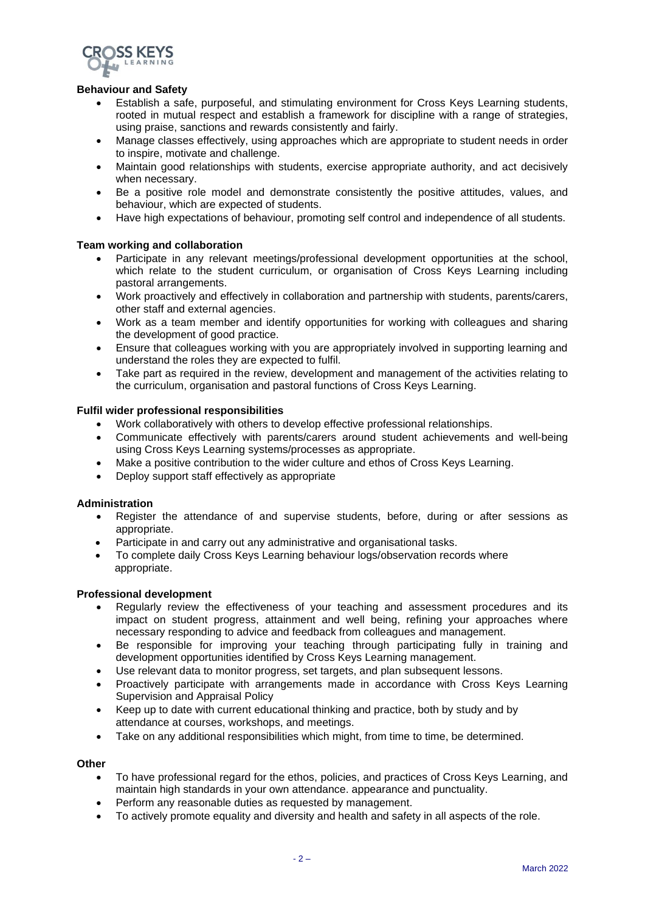**Behaviour and Safety**

- Establish a safe, purposeful, and stimulating environment for Cross Keys Learning students, rooted in mutual respect and establish a framework for discipline with a range of strategies, using praise, sanctions and rewards consistently and fairly.
- Manage classes effectively, using approaches which are appropriate to student needs in order to inspire, motivate and challenge.
- Maintain good relationships with students, exercise appropriate authority, and act decisively when necessary.
- Be a positive role model and demonstrate consistently the positive attitudes, values, and behaviour, which are expected of students.
- Have high expectations of behaviour, promoting self control and independence of all students.

**Team working and collaboration**

- Participate in any relevant meetings/professional development opportunities at the school, which relate to the student curriculum, or organisation of Cross Keys Learning including pastoral arrangements.
- Work proactively and effectively in collaboration and partnership with students, parents/carers, other staff and external agencies.
- Work as a team member and identify opportunities for working with colleagues and sharing the development of good practice.
- Ensure that colleagues working with you are appropriately involved in supporting learning and understand the roles they are expected to fulfil.
- Take part as required in the review, development and management of the activities relating to the curriculum, organisation and pastoral functions of Cross Keys Learning.

**Fulfil wider professional responsibilities**

- Work collaboratively with others to develop effective professional relationships.
- Communicate effectively with parents/carers around student achievements and well-being using Cross Keys Learning systems/processes as appropriate.
- Make a positive contribution to the wider culture and ethos of Cross Keys Learning.
- Deploy support staff effectively as appropriate

**Administration**

- Register the attendance of and supervise students, before, during or after sessions as appropriate.
- Participate in and carry out any administrative and organisational tasks.
- To complete daily Cross Keys Learning behaviour logs/observation records where appropriate.

**Professional development**

- Regularly review the effectiveness of your teaching and assessment procedures and its impact on student progress, attainment and well being, refining your approaches where necessary responding to advice and feedback from colleagues and management.
- Be responsible for improving your teaching through participating fully in training and development opportunities identified by Cross Keys Learning management.
- Use relevant data to monitor progress, set targets, and plan subsequent lessons.
- Proactively participate with arrangements made in accordance with Cross Keys Learning Supervision and Appraisal Policy
- Keep up to date with current educational thinking and practice, both by study and by attendance at courses, workshops, and meetings.
- Take on any additional responsibilities which might, from time to time, be determined.

**Other**

- To have professional regard for the ethos, policies, and practices of Cross Keys Learning, and maintain high standards in your own attendance. appearance and punctuality.
- Perform any reasonable duties as requested by management.
- To actively promote equality and diversity and health and safety in all aspects of the role.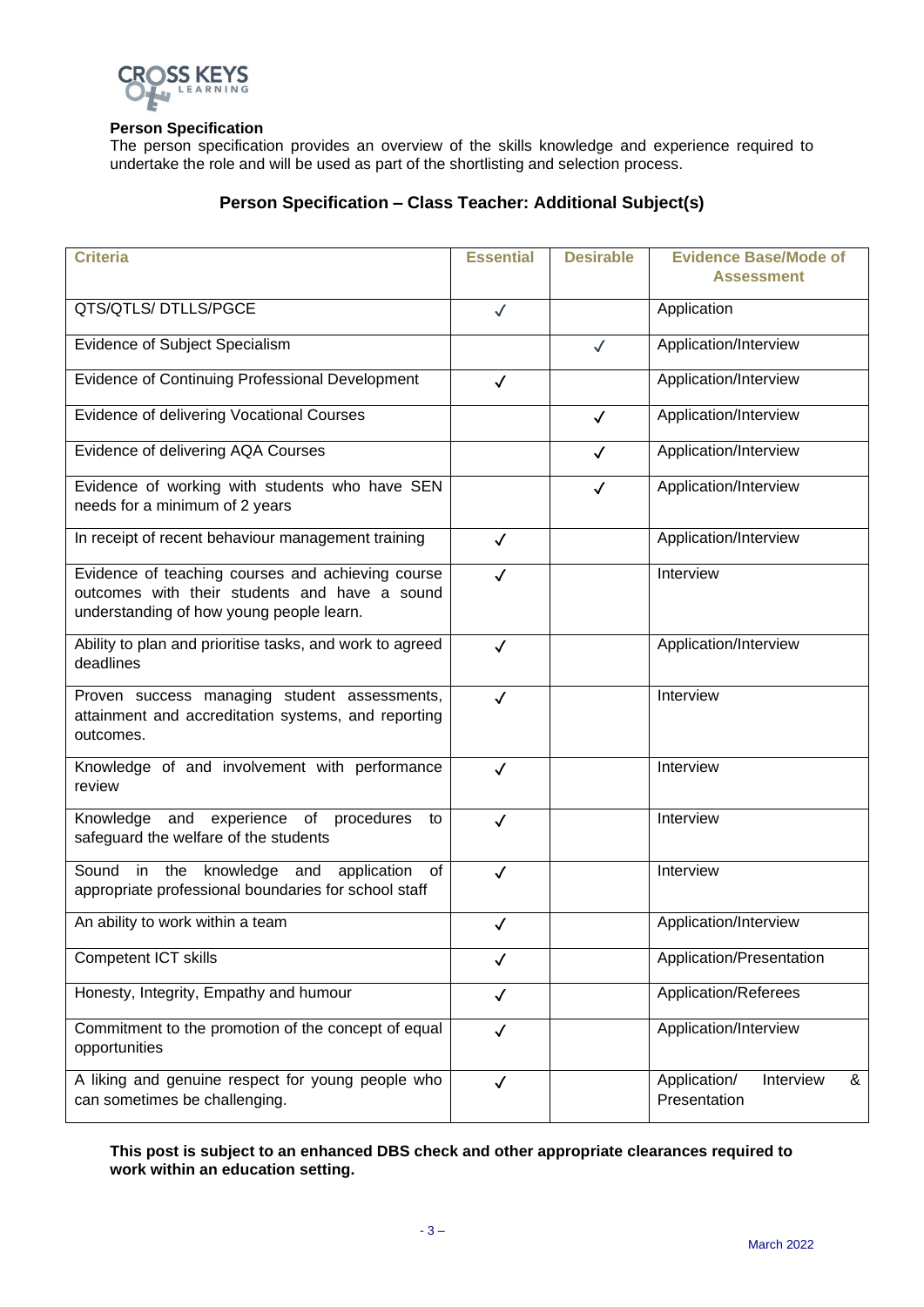**Person Specification**

The person specification provides an overview of the skills knowledge and experience required to undertake the role and will be used as part of the shortlisting and selection process.

## Person Specification – Class Teacher: Additional Subject(s)

| Criteria | Essential | Desirable | Evidence Base/Mode of Assessment |
|---|---|---|---|
| QTS/QTLS/ DTLLS/PGCE | ✓ | | Application |
| Evidence of Subject Specialism | | ✓ | Application/Interview |
| Evidence of Continuing Professional Development | ✓ | | Application/Interview |
| Evidence of delivering Vocational Courses | | ✓ | Application/Interview |
| Evidence of delivering AQA Courses | | ✓ | Application/Interview |
| Evidence of working with students who have SEN needs for a minimum of 2 years | | ✓ | Application/Interview |
| In receipt of recent behaviour management training | ✓ | | Application/Interview |
| Evidence of teaching courses and achieving course outcomes with their students and have a sound understanding of how young people learn. | ✓ | | Interview |
| Ability to plan and prioritise tasks, and work to agreed deadlines | ✓ | | Application/Interview |
| Proven success managing student assessments, attainment and accreditation systems, and reporting outcomes. | ✓ | | Interview |
| Knowledge of and involvement with performance review | ✓ | | Interview |
| Knowledge and experience of procedures to safeguard the welfare of the students | ✓ | | Interview |
| Sound in the knowledge and application of appropriate professional boundaries for school staff | ✓ | | Interview |
| An ability to work within a team | ✓ | | Application/Interview |
| Competent ICT skills | ✓ | | Application/Presentation |
| Honesty, Integrity, Empathy and humour | ✓ | | Application/Referees |
| Commitment to the promotion of the concept of equal opportunities | ✓ | | Application/Interview |
| A liking and genuine respect for young people who can sometimes be challenging. | ✓ | | Application/ Interview & Presentation |

**This post is subject to an enhanced DBS check and other appropriate clearances required to work within an education setting.**

March 2022